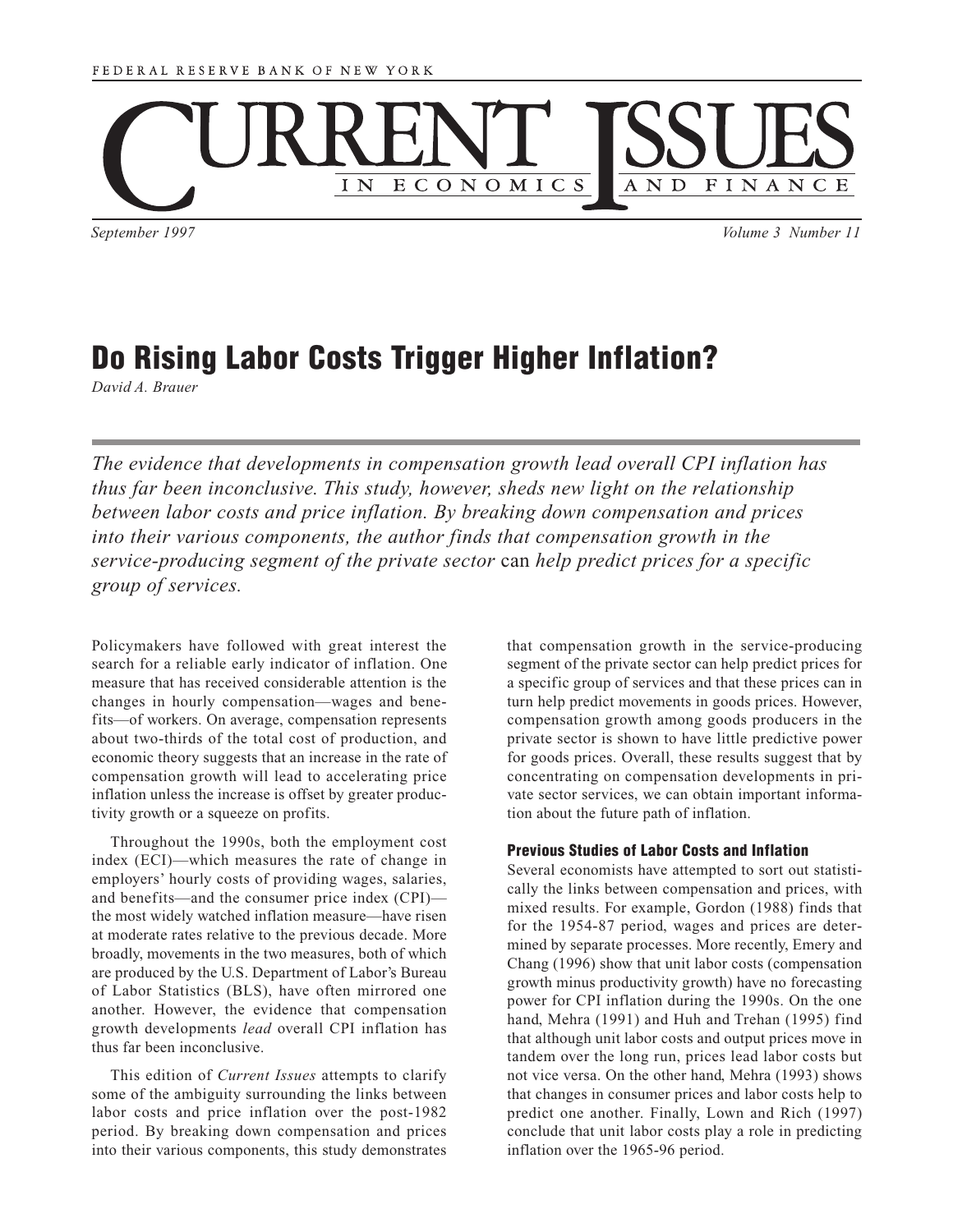FEDERAL RESERVE BANK OF NEW YORK

# Current Issues in Economics and Finance

September 1997 — Volume 3 Number 11

## Do Rising Labor Costs Trigger Higher Inflation?

*David A. Brauer*

*The evidence that developments in compensation growth lead overall CPI inflation has thus far been inconclusive. This study, however, sheds new light on the relationship between labor costs and price inflation. By breaking down compensation and prices into their various components, the author finds that compensation growth in the service-producing segment of the private sector* can *help predict prices for a specific group of services.*

Policymakers have followed with great interest the search for a reliable early indicator of inflation. One measure that has received considerable attention is the changes in hourly compensation—wages and benefits—of workers. On average, compensation represents about two-thirds of the total cost of production, and economic theory suggests that an increase in the rate of compensation growth will lead to accelerating price inflation unless the increase is offset by greater productivity growth or a squeeze on profits.

Throughout the 1990s, both the employment cost index (ECI)—which measures the rate of change in employers' hourly costs of providing wages, salaries, and benefits—and the consumer price index (CPI)—the most widely watched inflation measure—have risen at moderate rates relative to the previous decade. More broadly, movements in the two measures, both of which are produced by the U.S. Department of Labor's Bureau of Labor Statistics (BLS), have often mirrored one another. However, the evidence that compensation growth developments *lead* overall CPI inflation has thus far been inconclusive.

This edition of *Current Issues* attempts to clarify some of the ambiguity surrounding the links between labor costs and price inflation over the post-1982 period. By breaking down compensation and prices into their various components, this study demonstrates that compensation growth in the service-producing segment of the private sector can help predict prices for a specific group of services and that these prices can in turn help predict movements in goods prices. However, compensation growth among goods producers in the private sector is shown to have little predictive power for goods prices. Overall, these results suggest that by concentrating on compensation developments in private sector services, we can obtain important information about the future path of inflation.

### Previous Studies of Labor Costs and Inflation

Several economists have attempted to sort out statistically the links between compensation and prices, with mixed results. For example, Gordon (1988) finds that for the 1954-87 period, wages and prices are determined by separate processes. More recently, Emery and Chang (1996) show that unit labor costs (compensation growth minus productivity growth) have no forecasting power for CPI inflation during the 1990s. On the one hand, Mehra (1991) and Huh and Trehan (1995) find that although unit labor costs and output prices move in tandem over the long run, prices lead labor costs but not vice versa. On the other hand, Mehra (1993) shows that changes in consumer prices and labor costs help to predict one another. Finally, Lown and Rich (1997) conclude that unit labor costs play a role in predicting inflation over the 1965-96 period.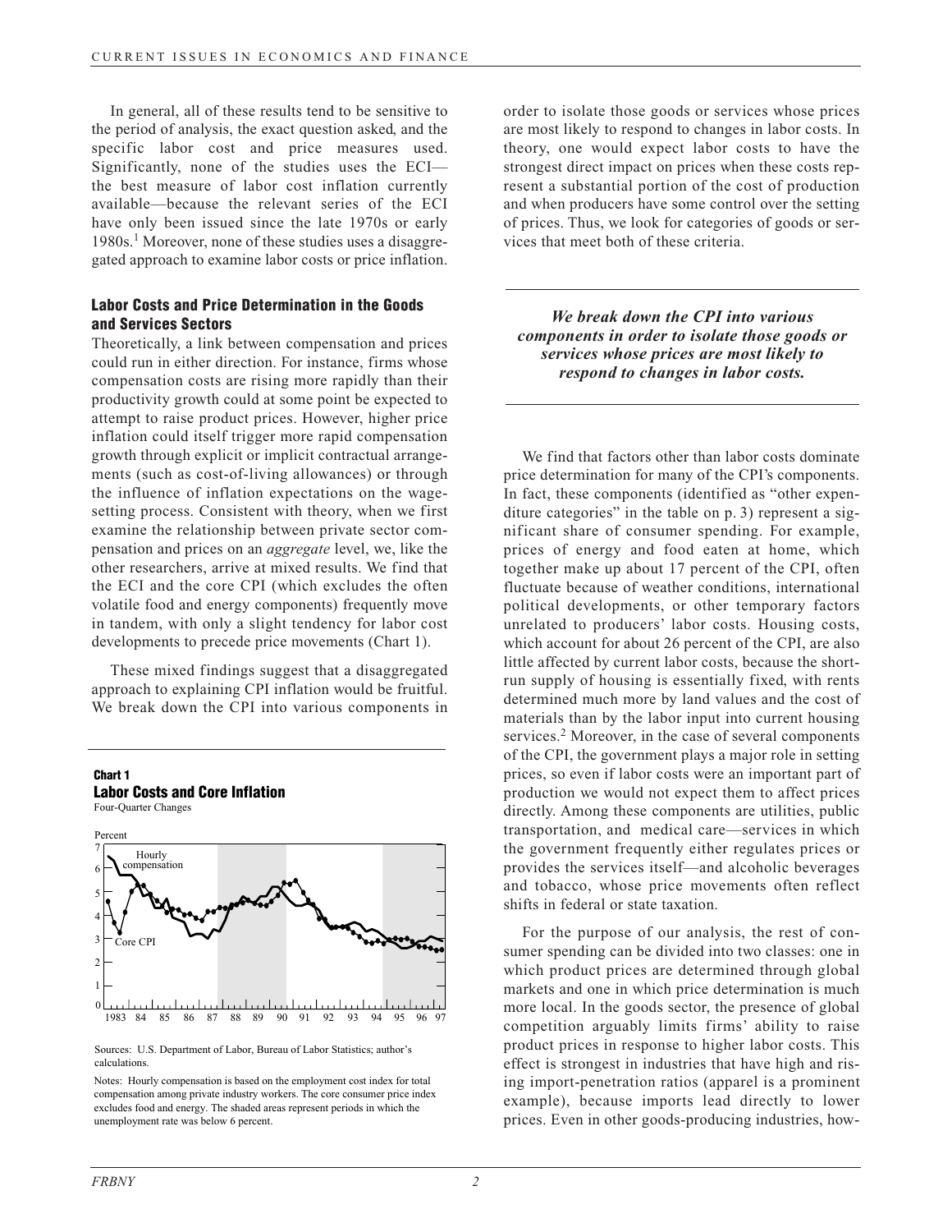In general, all of these results tend to be sensitive to the period of analysis, the exact question asked, and the specific labor cost and price measures used. Significantly, none of the studies uses the ECI—the best measure of labor cost inflation currently available—because the relevant series of the ECI have only been issued since the late 1970s or early 1980s.[1] Moreover, none of these studies uses a disaggregated approach to examine labor costs or price inflation.

## Labor Costs and Price Determination in the Goods and Services Sectors

Theoretically, a link between compensation and prices could run in either direction. For instance, firms whose compensation costs are rising more rapidly than their productivity growth could at some point be expected to attempt to raise product prices. However, higher price inflation could itself trigger more rapid compensation growth through explicit or implicit contractual arrangements (such as cost-of-living allowances) or through the influence of inflation expectations on the wage-setting process. Consistent with theory, when we first examine the relationship between private sector compensation and prices on an *aggregate* level, we, like the other researchers, arrive at mixed results. We find that the ECI and the core CPI (which excludes the often volatile food and energy components) frequently move in tandem, with only a slight tendency for labor cost developments to precede price movements (Chart 1).

These mixed findings suggest that a disaggregated approach to explaining CPI inflation would be fruitful. We break down the CPI into various components in order to isolate those goods or services whose prices are most likely to respond to changes in labor costs. In theory, one would expect labor costs to have the strongest direct impact on prices when these costs represent a substantial portion of the cost of production and when producers have some control over the setting of prices. Thus, we look for categories of goods or services that meet both of these criteria.

**Chart 1**
**Labor Costs and Core Inflation**
Four-Quarter Changes

Sources: U.S. Department of Labor, Bureau of Labor Statistics; author's calculations.

Notes: Hourly compensation is based on the employment cost index for total compensation among private industry workers. The core consumer price index excludes food and energy. The shaded areas represent periods in which the unemployment rate was below 6 percent.

***We break down the CPI into various components in order to isolate those goods or services whose prices are most likely to respond to changes in labor costs.***

We find that factors other than labor costs dominate price determination for many of the CPI's components. In fact, these components (identified as "other expenditure categories" in the table on p. 3) represent a significant share of consumer spending. For example, prices of energy and food eaten at home, which together make up about 17 percent of the CPI, often fluctuate because of weather conditions, international political developments, or other temporary factors unrelated to producers' labor costs. Housing costs, which account for about 26 percent of the CPI, are also little affected by current labor costs, because the short-run supply of housing is essentially fixed, with rents determined much more by land values and the cost of materials than by the labor input into current housing services.[2] Moreover, in the case of several components of the CPI, the government plays a major role in setting prices, so even if labor costs were an important part of production we would not expect them to affect prices directly. Among these components are utilities, public transportation, and medical care—services in which the government frequently either regulates prices or provides the services itself—and alcoholic beverages and tobacco, whose price movements often reflect shifts in federal or state taxation.

For the purpose of our analysis, the rest of consumer spending can be divided into two classes: one in which product prices are determined through global markets and one in which price determination is much more local. In the goods sector, the presence of global competition arguably limits firms' ability to raise product prices in response to higher labor costs. This effect is strongest in industries that have high and rising import-penetration ratios (apparel is a prominent example), because imports lead directly to lower prices. Even in other goods-producing industries, how-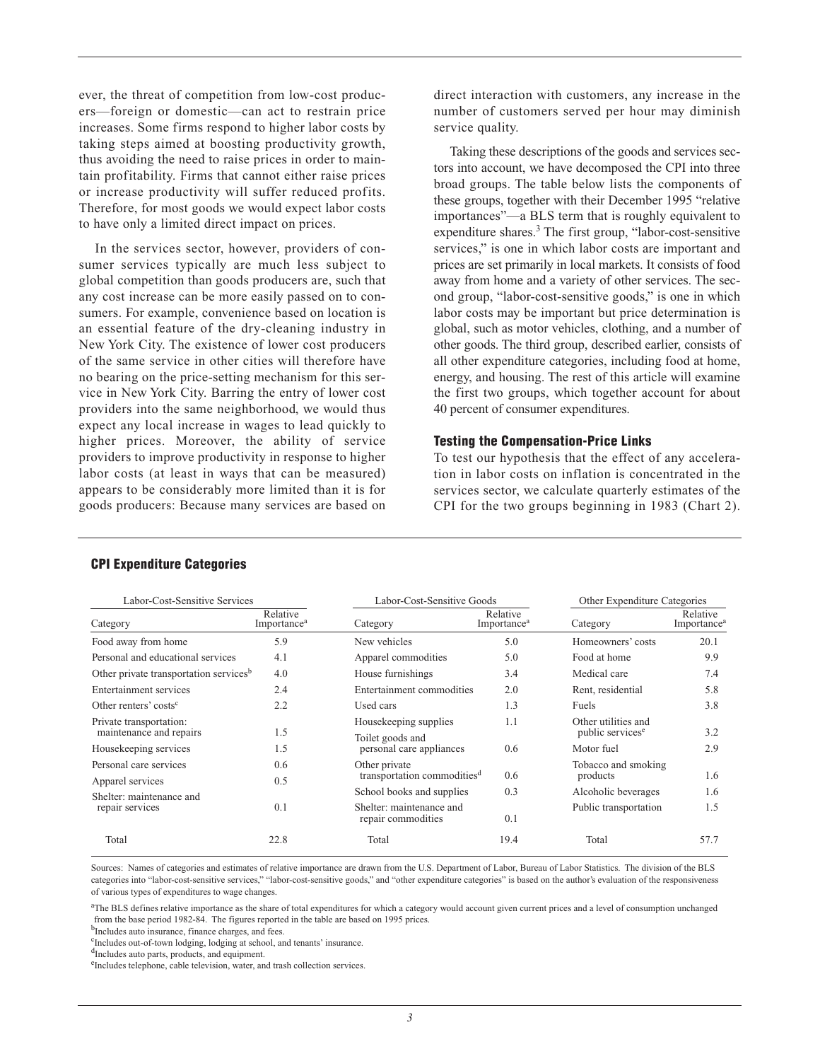ever, the threat of competition from low-cost producers—foreign or domestic—can act to restrain price increases. Some firms respond to higher labor costs by taking steps aimed at boosting productivity growth, thus avoiding the need to raise prices in order to maintain profitability. Firms that cannot either raise prices or increase productivity will suffer reduced profits. Therefore, for most goods we would expect labor costs to have only a limited direct impact on prices.

In the services sector, however, providers of consumer services typically are much less subject to global competition than goods producers are, such that any cost increase can be more easily passed on to consumers. For example, convenience based on location is an essential feature of the dry-cleaning industry in New York City. The existence of lower cost producers of the same service in other cities will therefore have no bearing on the price-setting mechanism for this service in New York City. Barring the entry of lower cost providers into the same neighborhood, we would thus expect any local increase in wages to lead quickly to higher prices. Moreover, the ability of service providers to improve productivity in response to higher labor costs (at least in ways that can be measured) appears to be considerably more limited than it is for goods producers: Because many services are based on direct interaction with customers, any increase in the number of customers served per hour may diminish service quality.

Taking these descriptions of the goods and services sectors into account, we have decomposed the CPI into three broad groups. The table below lists the components of these groups, together with their December 1995 "relative importances"—a BLS term that is roughly equivalent to expenditure shares.[3] The first group, "labor-cost-sensitive services," is one in which labor costs are important and prices are set primarily in local markets. It consists of food away from home and a variety of other services. The second group, "labor-cost-sensitive goods," is one in which labor costs may be important but price determination is global, such as motor vehicles, clothing, and a number of other goods. The third group, described earlier, consists of all other expenditure categories, including food at home, energy, and housing. The rest of this article will examine the first two groups, which together account for about 40 percent of consumer expenditures.

### Testing the Compensation-Price Links

To test our hypothesis that the effect of any acceleration in labor costs on inflation is concentrated in the services sector, we calculate quarterly estimates of the CPI for the two groups beginning in 1983 (Chart 2).

### CPI Expenditure Categories

| Labor-Cost-Sensitive Services | | Labor-Cost-Sensitive Goods | | Other Expenditure Categories | |
|---|---|---|---|---|---|
| Category | Relative Importance[a] | Category | Relative Importance[a] | Category | Relative Importance[a] |
| Food away from home | 5.9 | New vehicles | 5.0 | Homeowners' costs | 20.1 |
| Personal and educational services | 4.1 | Apparel commodities | 5.0 | Food at home | 9.9 |
| Other private transportation services[b] | 4.0 | House furnishings | 3.4 | Medical care | 7.4 |
| Entertainment services | 2.4 | Entertainment commodities | 2.0 | Rent, residential | 5.8 |
| Other renters' costs[c] | 2.2 | Used cars | 1.3 | Fuels | 3.8 |
| Private transportation: maintenance and repairs | 1.5 | Housekeeping supplies | 1.1 | Other utilities and public services[e] | 3.2 |
| Housekeeping services | 1.5 | Toilet goods and personal care appliances | 0.6 | Motor fuel | 2.9 |
| Personal care services | 0.6 | Other private transportation commodities[d] | 0.6 | Tobacco and smoking products | 1.6 |
| Apparel services | 0.5 | School books and supplies | 0.3 | Alcoholic beverages | 1.6 |
| Shelter: maintenance and repair services | 0.1 | Shelter: maintenance and repair commodities | 0.1 | Public transportation | 1.5 |
| Total | 22.8 | Total | 19.4 | Total | 57.7 |

Sources: Names of categories and estimates of relative importance are drawn from the U.S. Department of Labor, Bureau of Labor Statistics. The division of the BLS categories into "labor-cost-sensitive services," "labor-cost-sensitive goods," and "other expenditure categories" is based on the author's evaluation of the responsiveness of various types of expenditures to wage changes.

[a]The BLS defines relative importance as the share of total expenditures for which a category would account given current prices and a level of consumption unchanged from the base period 1982-84. The figures reported in the table are based on 1995 prices.

[b]Includes auto insurance, finance charges, and fees.

[c]Includes out-of-town lodging, lodging at school, and tenants' insurance.

[d]Includes auto parts, products, and equipment.

[e]Includes telephone, cable television, water, and trash collection services.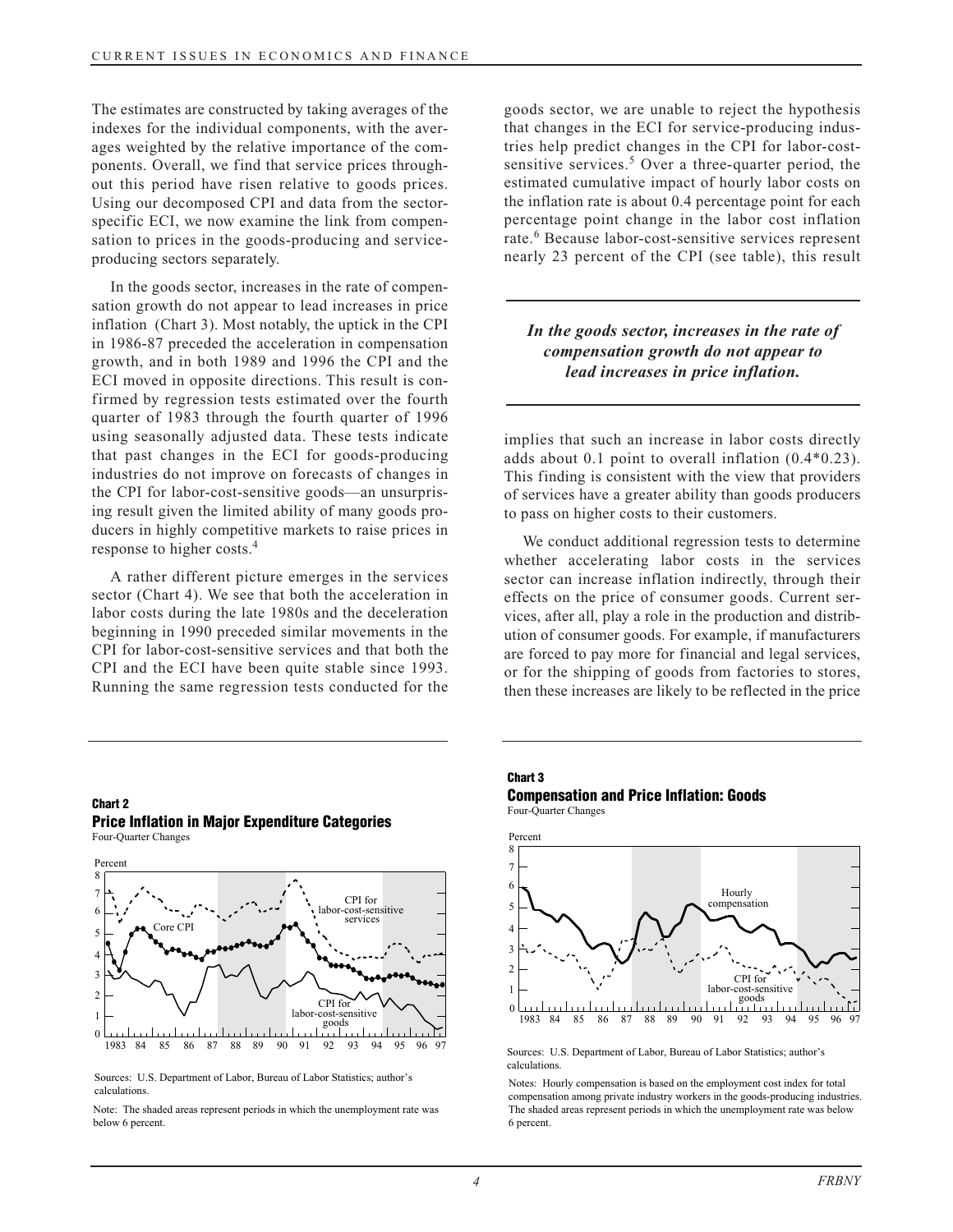The estimates are constructed by taking averages of the indexes for the individual components, with the averages weighted by the relative importance of the components. Overall, we find that service prices throughout this period have risen relative to goods prices. Using our decomposed CPI and data from the sector-specific ECI, we now examine the link from compensation to prices in the goods-producing and service-producing sectors separately.

In the goods sector, increases in the rate of compensation growth do not appear to lead increases in price inflation (Chart 3). Most notably, the uptick in the CPI in 1986-87 preceded the acceleration in compensation growth, and in both 1989 and 1996 the CPI and the ECI moved in opposite directions. This result is confirmed by regression tests estimated over the fourth quarter of 1983 through the fourth quarter of 1996 using seasonally adjusted data. These tests indicate that past changes in the ECI for goods-producing industries do not improve on forecasts of changes in the CPI for labor-cost-sensitive goods—an unsurprising result given the limited ability of many goods producers in highly competitive markets to raise prices in response to higher costs.[4]

A rather different picture emerges in the services sector (Chart 4). We see that both the acceleration in labor costs during the late 1980s and the deceleration beginning in 1990 preceded similar movements in the CPI for labor-cost-sensitive services and that both the CPI and the ECI have been quite stable since 1993. Running the same regression tests conducted for the goods sector, we are unable to reject the hypothesis that changes in the ECI for service-producing industries help predict changes in the CPI for labor-cost-sensitive services.[5] Over a three-quarter period, the estimated cumulative impact of hourly labor costs on the inflation rate is about 0.4 percentage point for each percentage point change in the labor cost inflation rate.[6] Because labor-cost-sensitive services represent nearly 23 percent of the CPI (see table), this result

> ***In the goods sector, increases in the rate of compensation growth do not appear to lead increases in price inflation.***

implies that such an increase in labor costs directly adds about 0.1 point to overall inflation (0.4*0.23). This finding is consistent with the view that providers of services have a greater ability than goods producers to pass on higher costs to their customers.

We conduct additional regression tests to determine whether accelerating labor costs in the services sector can increase inflation indirectly, through their effects on the price of consumer goods. Current services, after all, play a role in the production and distribution of consumer goods. For example, if manufacturers are forced to pay more for financial and legal services, or for the shipping of goods from factories to stores, then these increases are likely to be reflected in the price

**Chart 2**
**Price Inflation in Major Expenditure Categories**
Four-Quarter Changes

Sources: U.S. Department of Labor, Bureau of Labor Statistics; author's calculations.

Note: The shaded areas represent periods in which the unemployment rate was below 6 percent.

**Chart 3**
**Compensation and Price Inflation: Goods**
Four-Quarter Changes

Sources: U.S. Department of Labor, Bureau of Labor Statistics; author's calculations.

Notes: Hourly compensation is based on the employment cost index for total compensation among private industry workers in the goods-producing industries. The shaded areas represent periods in which the unemployment rate was below 6 percent.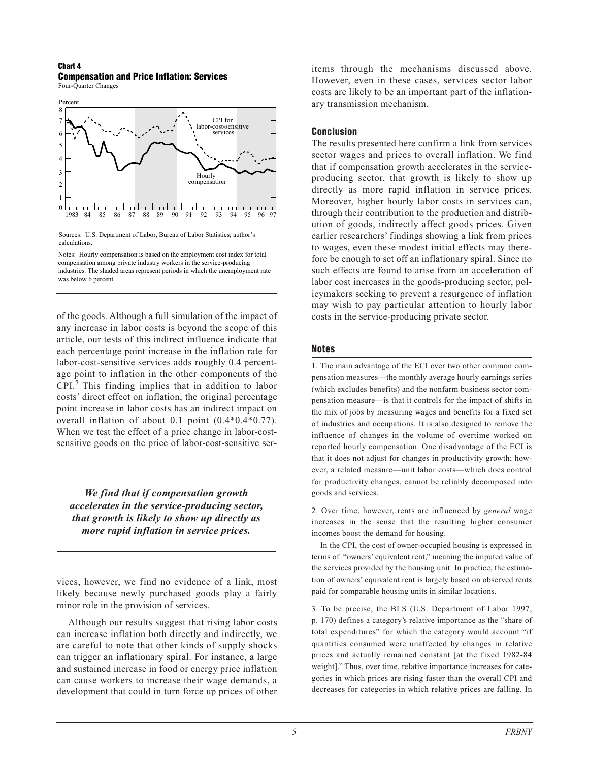**Chart 4**
**Compensation and Price Inflation: Services**
Four-Quarter Changes

Sources: U.S. Department of Labor, Bureau of Labor Statistics; author's calculations.

Notes: Hourly compensation is based on the employment cost index for total compensation among private industry workers in the service-producing industries. The shaded areas represent periods in which the unemployment rate was below 6 percent.

of the goods. Although a full simulation of the impact of any increase in labor costs is beyond the scope of this article, our tests of this indirect influence indicate that each percentage point increase in the inflation rate for labor-cost-sensitive services adds roughly 0.4 percentage point to inflation in the other components of the CPI.[7] This finding implies that in addition to labor costs' direct effect on inflation, the original percentage point increase in labor costs has an indirect impact on overall inflation of about 0.1 point (0.4*0.4*0.77). When we test the effect of a price change in labor-cost-sensitive goods on the price of labor-cost-sensitive services, however, we find no evidence of a link, most likely because newly purchased goods play a fairly minor role in the provision of services.

***We find that if compensation growth accelerates in the service-producing sector, that growth is likely to show up directly as more rapid inflation in service prices.***

Although our results suggest that rising labor costs can increase inflation both directly and indirectly, we are careful to note that other kinds of supply shocks can trigger an inflationary spiral. For instance, a large and sustained increase in food or energy price inflation can cause workers to increase their wage demands, a development that could in turn force up prices of other items through the mechanisms discussed above. However, even in these cases, services sector labor costs are likely to be an important part of the inflationary transmission mechanism.

## Conclusion

The results presented here confirm a link from services sector wages and prices to overall inflation. We find that if compensation growth accelerates in the service-producing sector, that growth is likely to show up directly as more rapid inflation in service prices. Moreover, higher hourly labor costs in services can, through their contribution to the production and distribution of goods, indirectly affect goods prices. Given earlier researchers' findings showing a link from prices to wages, even these modest initial effects may therefore be enough to set off an inflationary spiral. Since no such effects are found to arise from an acceleration of labor cost increases in the goods-producing sector, policymakers seeking to prevent a resurgence of inflation may wish to pay particular attention to hourly labor costs in the service-producing private sector.

## Notes

1. The main advantage of the ECI over two other common compensation measures—the monthly average hourly earnings series (which excludes benefits) and the nonfarm business sector compensation measure—is that it controls for the impact of shifts in the mix of jobs by measuring wages and benefits for a fixed set of industries and occupations. It is also designed to remove the influence of changes in the volume of overtime worked on reported hourly compensation. One disadvantage of the ECI is that it does not adjust for changes in productivity growth; however, a related measure—unit labor costs—which does control for productivity changes, cannot be reliably decomposed into goods and services.

2. Over time, however, rents are influenced by *general* wage increases in the sense that the resulting higher consumer incomes boost the demand for housing.

In the CPI, the cost of owner-occupied housing is expressed in terms of "owners' equivalent rent," meaning the imputed value of the services provided by the housing unit. In practice, the estimation of owners' equivalent rent is largely based on observed rents paid for comparable housing units in similar locations.

3. To be precise, the BLS (U.S. Department of Labor 1997, p. 170) defines a category's relative importance as the "share of total expenditures" for which the category would account "if quantities consumed were unaffected by changes in relative prices and actually remained constant [at the fixed 1982-84 weight]." Thus, over time, relative importance increases for categories in which prices are rising faster than the overall CPI and decreases for categories in which relative prices are falling. In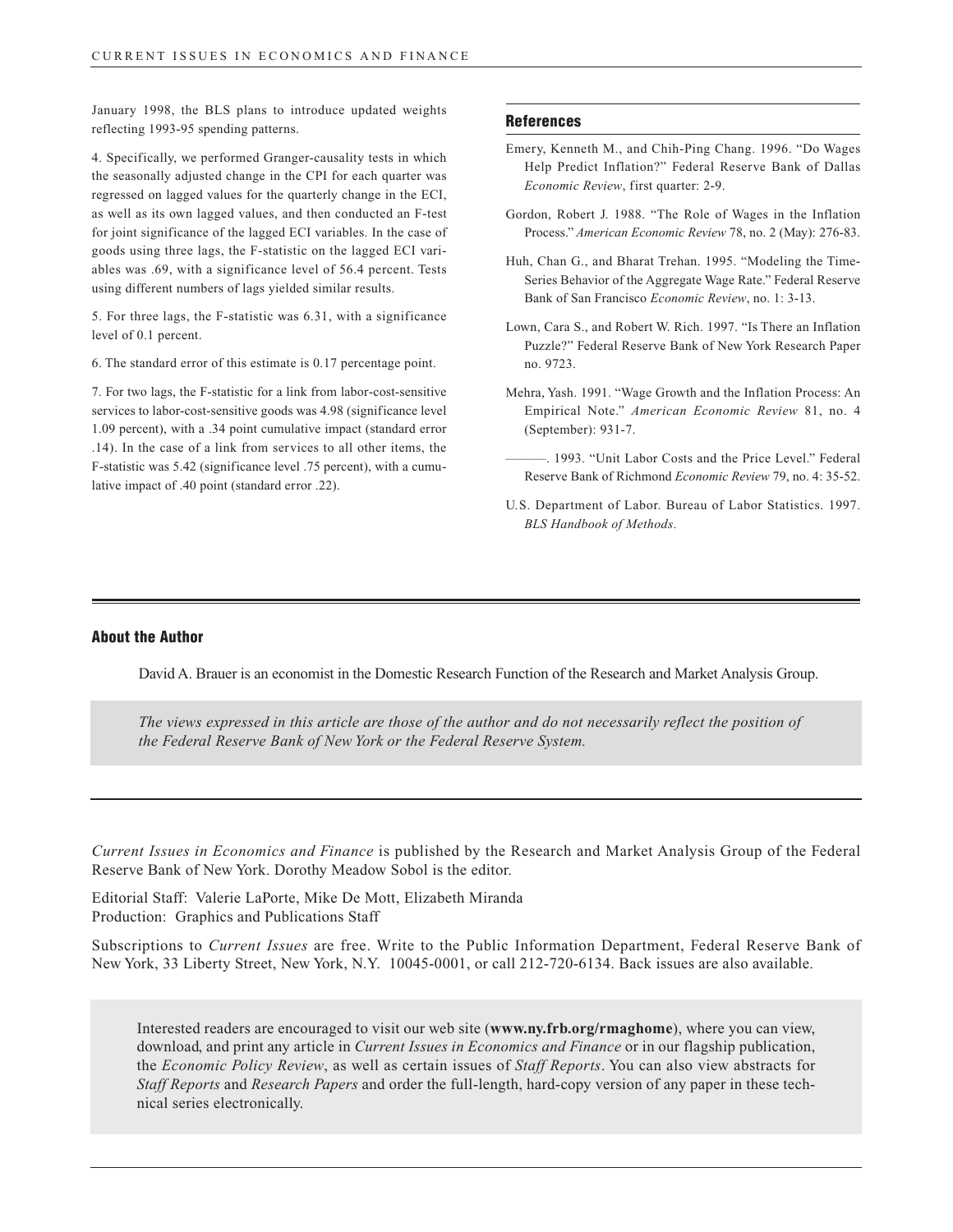January 1998, the BLS plans to introduce updated weights reflecting 1993-95 spending patterns.

4. Specifically, we performed Granger-causality tests in which the seasonally adjusted change in the CPI for each quarter was regressed on lagged values for the quarterly change in the ECI, as well as its own lagged values, and then conducted an F-test for joint significance of the lagged ECI variables. In the case of goods using three lags, the F-statistic on the lagged ECI variables was .69, with a significance level of 56.4 percent. Tests using different numbers of lags yielded similar results.

5. For three lags, the F-statistic was 6.31, with a significance level of 0.1 percent.

6. The standard error of this estimate is 0.17 percentage point.

7. For two lags, the F-statistic for a link from labor-cost-sensitive services to labor-cost-sensitive goods was 4.98 (significance level 1.09 percent), with a .34 point cumulative impact (standard error .14). In the case of a link from services to all other items, the F-statistic was 5.42 (significance level .75 percent), with a cumulative impact of .40 point (standard error .22).

## References

Emery, Kenneth M., and Chih-Ping Chang. 1996. "Do Wages Help Predict Inflation?" Federal Reserve Bank of Dallas *Economic Review*, first quarter: 2-9.

Gordon, Robert J. 1988. "The Role of Wages in the Inflation Process." *American Economic Review* 78, no. 2 (May): 276-83.

Huh, Chan G., and Bharat Trehan. 1995. "Modeling the Time-Series Behavior of the Aggregate Wage Rate." Federal Reserve Bank of San Francisco *Economic Review*, no. 1: 3-13.

Lown, Cara S., and Robert W. Rich. 1997. "Is There an Inflation Puzzle?" Federal Reserve Bank of New York Research Paper no. 9723.

Mehra, Yash. 1991. "Wage Growth and the Inflation Process: An Empirical Note." *American Economic Review* 81, no. 4 (September): 931-7.

———. 1993. "Unit Labor Costs and the Price Level." Federal Reserve Bank of Richmond *Economic Review* 79, no. 4: 35-52.

U.S. Department of Labor. Bureau of Labor Statistics. 1997. *BLS Handbook of Methods*.

## About the Author

David A. Brauer is an economist in the Domestic Research Function of the Research and Market Analysis Group.

*The views expressed in this article are those of the author and do not necessarily reflect the position of the Federal Reserve Bank of New York or the Federal Reserve System.*

*Current Issues in Economics and Finance* is published by the Research and Market Analysis Group of the Federal Reserve Bank of New York. Dorothy Meadow Sobol is the editor.

Editorial Staff: Valerie LaPorte, Mike De Mott, Elizabeth Miranda
Production: Graphics and Publications Staff

Subscriptions to *Current Issues* are free. Write to the Public Information Department, Federal Reserve Bank of New York, 33 Liberty Street, New York, N.Y. 10045-0001, or call 212-720-6134. Back issues are also available.

Interested readers are encouraged to visit our web site (**www.ny.frb.org/rmaghome**), where you can view, download, and print any article in *Current Issues in Economics and Finance* or in our flagship publication, the *Economic Policy Review*, as well as certain issues of *Staff Reports*. You can also view abstracts for *Staff Reports* and *Research Papers* and order the full-length, hard-copy version of any paper in these technical series electronically.